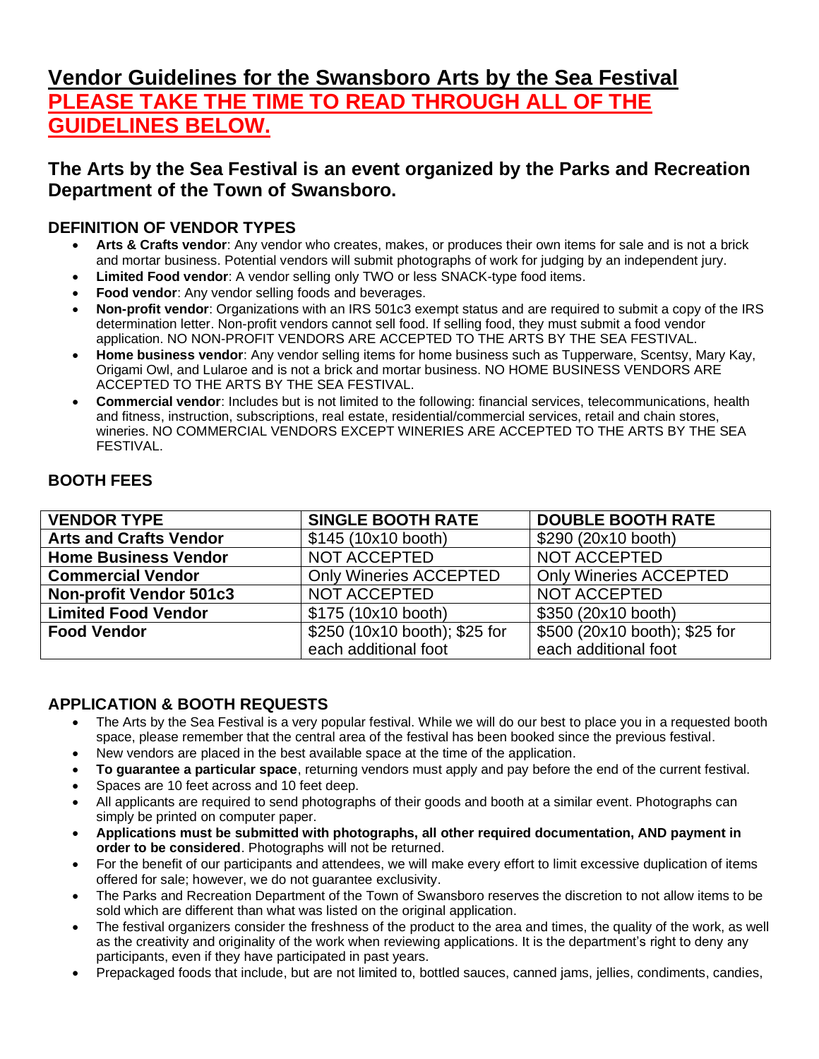# Vendor Guidelines for the Swansboro Arts by the Sea Festival

**PLEASE TAKE THE TIME TO READ THROUGH ALL OF THE GUIDELINES BELOW.**

## The Arts by the Sea Festival is an event organized by the Parks and Recreation Department of the Town of Swansboro.

### DEFINITION OF VENDOR TYPES

- **Arts & Crafts vendor**: Any vendor who creates, makes, or produces their own items for sale and is not a brick and mortar business. Potential vendors will submit photographs of work for judging by an independent jury.
- **Limited Food vendor**: A vendor selling only TWO or less SNACK-type food items.
- **Food vendor**: Any vendor selling foods and beverages.
- **Non-profit vendor**: Organizations with an IRS 501c3 exempt status and are required to submit a copy of the IRS determination letter. Non-profit vendors cannot sell food. If selling food, they must submit a food vendor application. NO NON-PROFIT VENDORS ARE ACCEPTED TO THE ARTS BY THE SEA FESTIVAL.
- **Home business vendor**: Any vendor selling items for home business such as Tupperware, Scentsy, Mary Kay, Origami Owl, and Lularoe and is not a brick and mortar business. NO HOME BUSINESS VENDORS ARE ACCEPTED TO THE ARTS BY THE SEA FESTIVAL.
- **Commercial vendor**: Includes but is not limited to the following: financial services, telecommunications, health and fitness, instruction, subscriptions, real estate, residential/commercial services, retail and chain stores, wineries. NO COMMERCIAL VENDORS EXCEPT WINERIES ARE ACCEPTED TO THE ARTS BY THE SEA FESTIVAL.

### BOOTH FEES

| VENDOR TYPE | SINGLE BOOTH RATE | DOUBLE BOOTH RATE |
|---|---|---|
| **Arts and Crafts Vendor** | $145 (10x10 booth) | $290 (20x10 booth) |
| **Home Business Vendor** | NOT ACCEPTED | NOT ACCEPTED |
| **Commercial Vendor** | Only Wineries ACCEPTED | Only Wineries ACCEPTED |
| **Non-profit Vendor 501c3** | NOT ACCEPTED | NOT ACCEPTED |
| **Limited Food Vendor** | $175 (10x10 booth) | $350 (20x10 booth) |
| **Food Vendor** | $250 (10x10 booth); $25 for each additional foot | $500 (20x10 booth); $25 for each additional foot |

### APPLICATION & BOOTH REQUESTS

- The Arts by the Sea Festival is a very popular festival. While we will do our best to place you in a requested booth space, please remember that the central area of the festival has been booked since the previous festival.
- New vendors are placed in the best available space at the time of the application.
- **To guarantee a particular space**, returning vendors must apply and pay before the end of the current festival.
- Spaces are 10 feet across and 10 feet deep.
- All applicants are required to send photographs of their goods and booth at a similar event. Photographs can simply be printed on computer paper.
- **Applications must be submitted with photographs, all other required documentation, AND payment in order to be considered**. Photographs will not be returned.
- For the benefit of our participants and attendees, we will make every effort to limit excessive duplication of items offered for sale; however, we do not guarantee exclusivity.
- The Parks and Recreation Department of the Town of Swansboro reserves the discretion to not allow items to be sold which are different than what was listed on the original application.
- The festival organizers consider the freshness of the product to the area and times, the quality of the work, as well as the creativity and originality of the work when reviewing applications. It is the department's right to deny any participants, even if they have participated in past years.
- Prepackaged foods that include, but are not limited to, bottled sauces, canned jams, jellies, condiments, candies,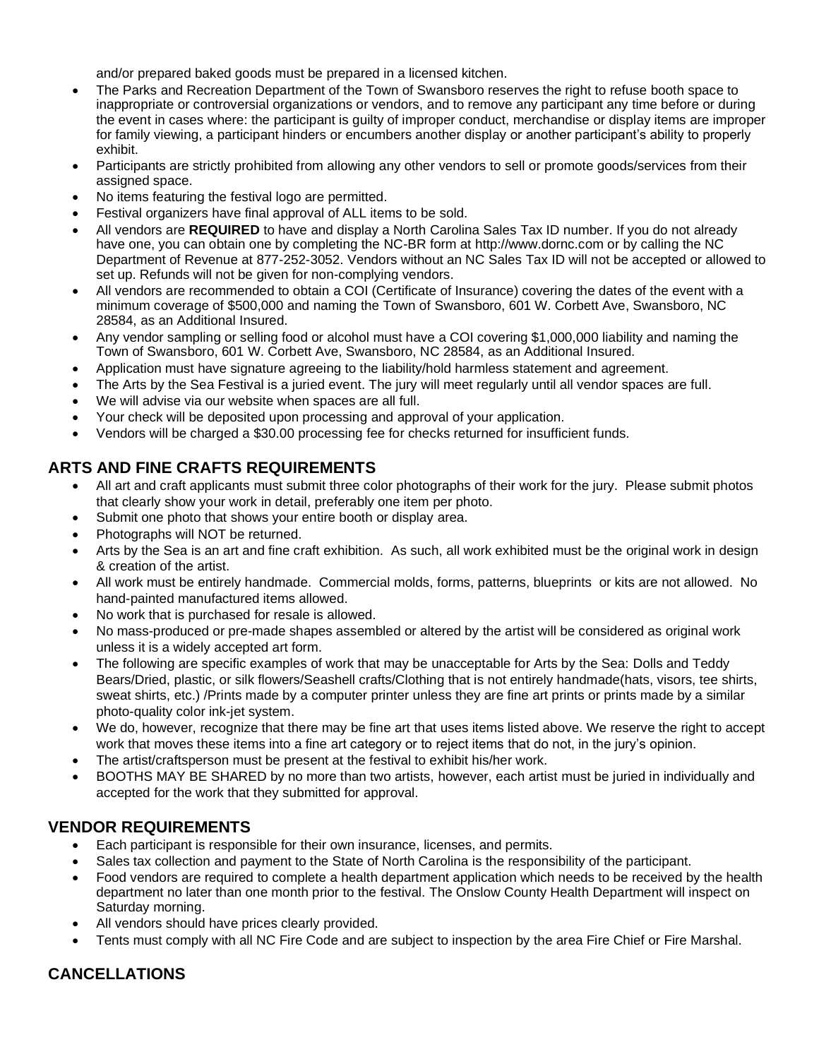and/or prepared baked goods must be prepared in a licensed kitchen.

- The Parks and Recreation Department of the Town of Swansboro reserves the right to refuse booth space to inappropriate or controversial organizations or vendors, and to remove any participant any time before or during the event in cases where: the participant is guilty of improper conduct, merchandise or display items are improper for family viewing, a participant hinders or encumbers another display or another participant's ability to properly exhibit.
- Participants are strictly prohibited from allowing any other vendors to sell or promote goods/services from their assigned space.
- No items featuring the festival logo are permitted.
- Festival organizers have final approval of ALL items to be sold.
- All vendors are **REQUIRED** to have and display a North Carolina Sales Tax ID number. If you do not already have one, you can obtain one by completing the NC-BR form at http://www.dornc.com or by calling the NC Department of Revenue at 877-252-3052. Vendors without an NC Sales Tax ID will not be accepted or allowed to set up. Refunds will not be given for non-complying vendors.
- All vendors are recommended to obtain a COI (Certificate of Insurance) covering the dates of the event with a minimum coverage of $500,000 and naming the Town of Swansboro, 601 W. Corbett Ave, Swansboro, NC 28584, as an Additional Insured.
- Any vendor sampling or selling food or alcohol must have a COI covering $1,000,000 liability and naming the Town of Swansboro, 601 W. Corbett Ave, Swansboro, NC 28584, as an Additional Insured.
- Application must have signature agreeing to the liability/hold harmless statement and agreement.
- The Arts by the Sea Festival is a juried event. The jury will meet regularly until all vendor spaces are full.
- We will advise via our website when spaces are all full.
- Your check will be deposited upon processing and approval of your application.
- Vendors will be charged a $30.00 processing fee for checks returned for insufficient funds.

## ARTS AND FINE CRAFTS REQUIREMENTS

- All art and craft applicants must submit three color photographs of their work for the jury. Please submit photos that clearly show your work in detail, preferably one item per photo.
- Submit one photo that shows your entire booth or display area.
- Photographs will NOT be returned.
- Arts by the Sea is an art and fine craft exhibition. As such, all work exhibited must be the original work in design & creation of the artist.
- All work must be entirely handmade. Commercial molds, forms, patterns, blueprints or kits are not allowed. No hand-painted manufactured items allowed.
- No work that is purchased for resale is allowed.
- No mass-produced or pre-made shapes assembled or altered by the artist will be considered as original work unless it is a widely accepted art form.
- The following are specific examples of work that may be unacceptable for Arts by the Sea: Dolls and Teddy Bears/Dried, plastic, or silk flowers/Seashell crafts/Clothing that is not entirely handmade(hats, visors, tee shirts, sweat shirts, etc.) /Prints made by a computer printer unless they are fine art prints or prints made by a similar photo-quality color ink-jet system.
- We do, however, recognize that there may be fine art that uses items listed above. We reserve the right to accept work that moves these items into a fine art category or to reject items that do not, in the jury's opinion.
- The artist/craftsperson must be present at the festival to exhibit his/her work.
- BOOTHS MAY BE SHARED by no more than two artists, however, each artist must be juried in individually and accepted for the work that they submitted for approval.

## VENDOR REQUIREMENTS

- Each participant is responsible for their own insurance, licenses, and permits.
- Sales tax collection and payment to the State of North Carolina is the responsibility of the participant.
- Food vendors are required to complete a health department application which needs to be received by the health department no later than one month prior to the festival. The Onslow County Health Department will inspect on Saturday morning.
- All vendors should have prices clearly provided.
- Tents must comply with all NC Fire Code and are subject to inspection by the area Fire Chief or Fire Marshal.

## CANCELLATIONS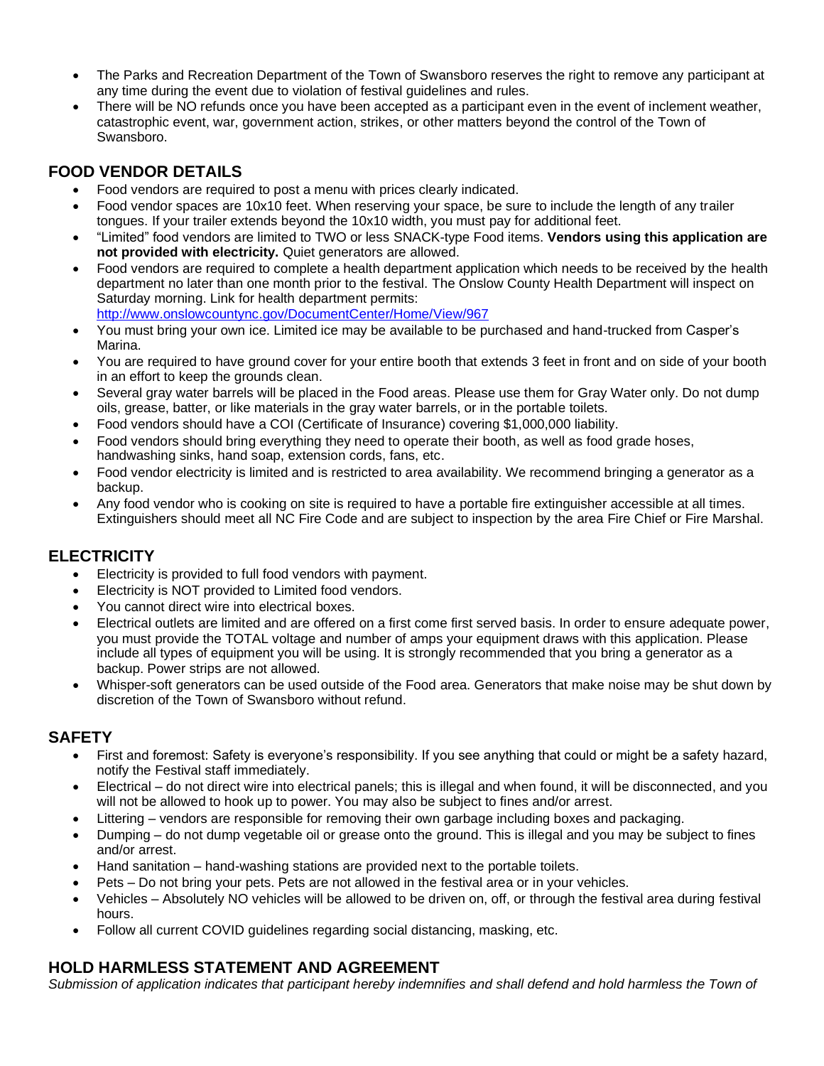- The Parks and Recreation Department of the Town of Swansboro reserves the right to remove any participant at any time during the event due to violation of festival guidelines and rules.
- There will be NO refunds once you have been accepted as a participant even in the event of inclement weather, catastrophic event, war, government action, strikes, or other matters beyond the control of the Town of Swansboro.

## FOOD VENDOR DETAILS

- Food vendors are required to post a menu with prices clearly indicated.
- Food vendor spaces are 10x10 feet. When reserving your space, be sure to include the length of any trailer tongues. If your trailer extends beyond the 10x10 width, you must pay for additional feet.
- "Limited" food vendors are limited to TWO or less SNACK-type Food items. **Vendors using this application are not provided with electricity.** Quiet generators are allowed.
- Food vendors are required to complete a health department application which needs to be received by the health department no later than one month prior to the festival. The Onslow County Health Department will inspect on Saturday morning. Link for health department permits: http://www.onslowcountync.gov/DocumentCenter/Home/View/967
- You must bring your own ice. Limited ice may be available to be purchased and hand-trucked from Casper's Marina.
- You are required to have ground cover for your entire booth that extends 3 feet in front and on side of your booth in an effort to keep the grounds clean.
- Several gray water barrels will be placed in the Food areas. Please use them for Gray Water only. Do not dump oils, grease, batter, or like materials in the gray water barrels, or in the portable toilets.
- Food vendors should have a COI (Certificate of Insurance) covering $1,000,000 liability.
- Food vendors should bring everything they need to operate their booth, as well as food grade hoses, handwashing sinks, hand soap, extension cords, fans, etc.
- Food vendor electricity is limited and is restricted to area availability. We recommend bringing a generator as a backup.
- Any food vendor who is cooking on site is required to have a portable fire extinguisher accessible at all times. Extinguishers should meet all NC Fire Code and are subject to inspection by the area Fire Chief or Fire Marshal.

## ELECTRICITY

- Electricity is provided to full food vendors with payment.
- Electricity is NOT provided to Limited food vendors.
- You cannot direct wire into electrical boxes.
- Electrical outlets are limited and are offered on a first come first served basis. In order to ensure adequate power, you must provide the TOTAL voltage and number of amps your equipment draws with this application. Please include all types of equipment you will be using. It is strongly recommended that you bring a generator as a backup. Power strips are not allowed.
- Whisper-soft generators can be used outside of the Food area. Generators that make noise may be shut down by discretion of the Town of Swansboro without refund.

## SAFETY

- First and foremost: Safety is everyone's responsibility. If you see anything that could or might be a safety hazard, notify the Festival staff immediately.
- Electrical – do not direct wire into electrical panels; this is illegal and when found, it will be disconnected, and you will not be allowed to hook up to power. You may also be subject to fines and/or arrest.
- Littering – vendors are responsible for removing their own garbage including boxes and packaging.
- Dumping – do not dump vegetable oil or grease onto the ground. This is illegal and you may be subject to fines and/or arrest.
- Hand sanitation – hand-washing stations are provided next to the portable toilets.
- Pets – Do not bring your pets. Pets are not allowed in the festival area or in your vehicles.
- Vehicles – Absolutely NO vehicles will be allowed to be driven on, off, or through the festival area during festival hours.
- Follow all current COVID guidelines regarding social distancing, masking, etc.

## HOLD HARMLESS STATEMENT AND AGREEMENT

*Submission of application indicates that participant hereby indemnifies and shall defend and hold harmless the Town of*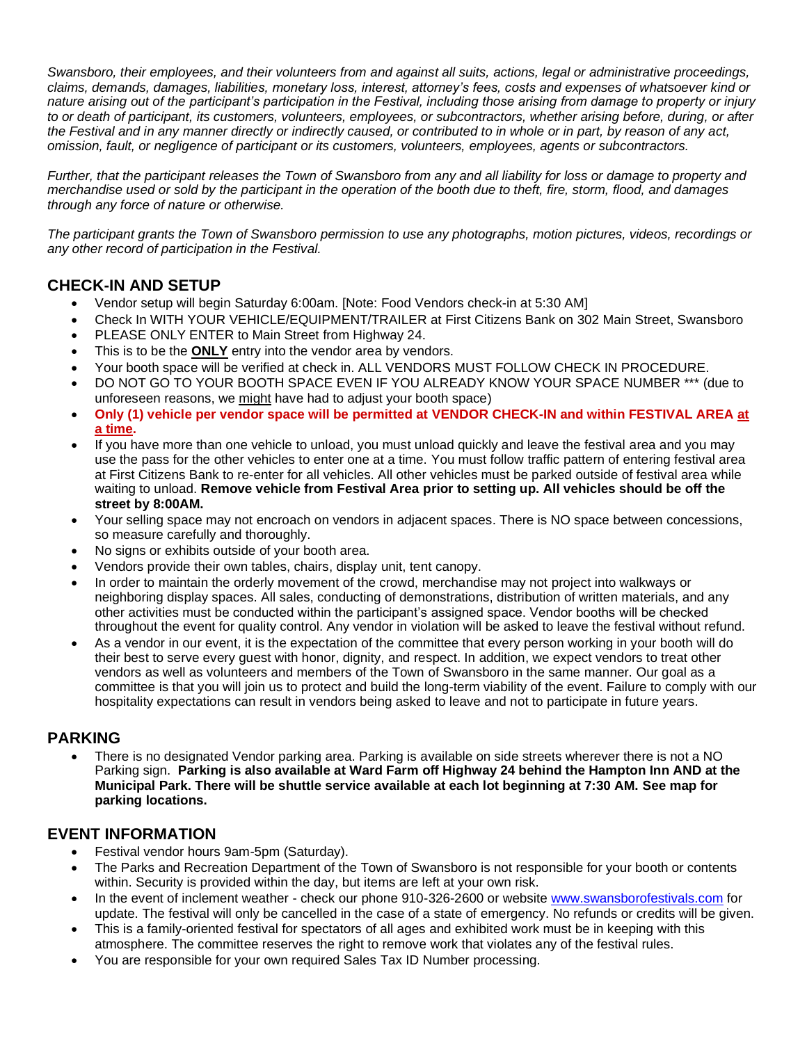*Swansboro, their employees, and their volunteers from and against all suits, actions, legal or administrative proceedings, claims, demands, damages, liabilities, monetary loss, interest, attorney's fees, costs and expenses of whatsoever kind or nature arising out of the participant's participation in the Festival, including those arising from damage to property or injury to or death of participant, its customers, volunteers, employees, or subcontractors, whether arising before, during, or after the Festival and in any manner directly or indirectly caused, or contributed to in whole or in part, by reason of any act, omission, fault, or negligence of participant or its customers, volunteers, employees, agents or subcontractors.*

*Further, that the participant releases the Town of Swansboro from any and all liability for loss or damage to property and merchandise used or sold by the participant in the operation of the booth due to theft, fire, storm, flood, and damages through any force of nature or otherwise.*

*The participant grants the Town of Swansboro permission to use any photographs, motion pictures, videos, recordings or any other record of participation in the Festival.*

## CHECK-IN AND SETUP

- Vendor setup will begin Saturday 6:00am. [Note: Food Vendors check-in at 5:30 AM]
- Check In WITH YOUR VEHICLE/EQUIPMENT/TRAILER at First Citizens Bank on 302 Main Street, Swansboro
- PLEASE ONLY ENTER to Main Street from Highway 24.
- This is to be the **ONLY** entry into the vendor area by vendors.
- Your booth space will be verified at check in. ALL VENDORS MUST FOLLOW CHECK IN PROCEDURE.
- DO NOT GO TO YOUR BOOTH SPACE EVEN IF YOU ALREADY KNOW YOUR SPACE NUMBER *** (due to unforeseen reasons, we might have had to adjust your booth space)
- **Only (1) vehicle per vendor space will be permitted at VENDOR CHECK-IN and within FESTIVAL AREA at a time.**
- If you have more than one vehicle to unload, you must unload quickly and leave the festival area and you may use the pass for the other vehicles to enter one at a time. You must follow traffic pattern of entering festival area at First Citizens Bank to re-enter for all vehicles. All other vehicles must be parked outside of festival area while waiting to unload. **Remove vehicle from Festival Area prior to setting up. All vehicles should be off the street by 8:00AM.**
- Your selling space may not encroach on vendors in adjacent spaces. There is NO space between concessions, so measure carefully and thoroughly.
- No signs or exhibits outside of your booth area.
- Vendors provide their own tables, chairs, display unit, tent canopy.
- In order to maintain the orderly movement of the crowd, merchandise may not project into walkways or neighboring display spaces. All sales, conducting of demonstrations, distribution of written materials, and any other activities must be conducted within the participant's assigned space. Vendor booths will be checked throughout the event for quality control. Any vendor in violation will be asked to leave the festival without refund.
- As a vendor in our event, it is the expectation of the committee that every person working in your booth will do their best to serve every guest with honor, dignity, and respect. In addition, we expect vendors to treat other vendors as well as volunteers and members of the Town of Swansboro in the same manner. Our goal as a committee is that you will join us to protect and build the long-term viability of the event. Failure to comply with our hospitality expectations can result in vendors being asked to leave and not to participate in future years.

## PARKING

- There is no designated Vendor parking area. Parking is available on side streets wherever there is not a NO Parking sign. **Parking is also available at Ward Farm off Highway 24 behind the Hampton Inn AND at the Municipal Park. There will be shuttle service available at each lot beginning at 7:30 AM. See map for parking locations.**

## EVENT INFORMATION

- Festival vendor hours 9am-5pm (Saturday).
- The Parks and Recreation Department of the Town of Swansboro is not responsible for your booth or contents within. Security is provided within the day, but items are left at your own risk.
- In the event of inclement weather - check our phone 910-326-2600 or website www.swansborofestivals.com for update. The festival will only be cancelled in the case of a state of emergency. No refunds or credits will be given.
- This is a family-oriented festival for spectators of all ages and exhibited work must be in keeping with this atmosphere. The committee reserves the right to remove work that violates any of the festival rules.
- You are responsible for your own required Sales Tax ID Number processing.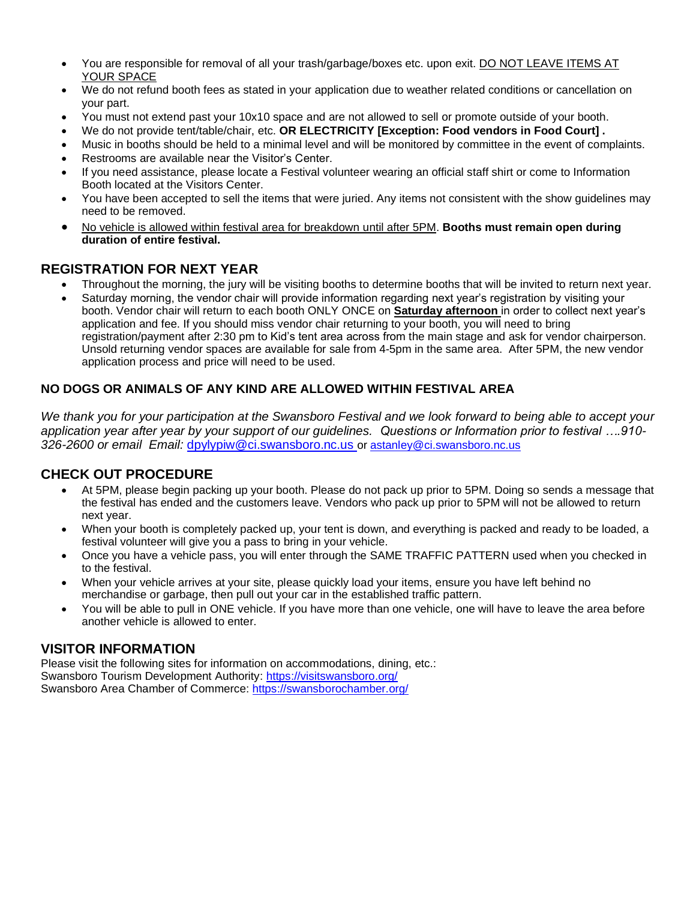- You are responsible for removal of all your trash/garbage/boxes etc. upon exit. DO NOT LEAVE ITEMS AT YOUR SPACE
- We do not refund booth fees as stated in your application due to weather related conditions or cancellation on your part.
- You must not extend past your 10x10 space and are not allowed to sell or promote outside of your booth.
- We do not provide tent/table/chair, etc. **OR ELECTRICITY [Exception: Food vendors in Food Court] .**
- Music in booths should be held to a minimal level and will be monitored by committee in the event of complaints.
- Restrooms are available near the Visitor's Center.
- If you need assistance, please locate a Festival volunteer wearing an official staff shirt or come to Information Booth located at the Visitors Center.
- You have been accepted to sell the items that were juried. Any items not consistent with the show guidelines may need to be removed.
- No vehicle is allowed within festival area for breakdown until after 5PM. **Booths must remain open during duration of entire festival.**

## REGISTRATION FOR NEXT YEAR

- Throughout the morning, the jury will be visiting booths to determine booths that will be invited to return next year.
- Saturday morning, the vendor chair will provide information regarding next year's registration by visiting your booth. Vendor chair will return to each booth ONLY ONCE on **Saturday afternoon** in order to collect next year's application and fee. If you should miss vendor chair returning to your booth, you will need to bring registration/payment after 2:30 pm to Kid's tent area across from the main stage and ask for vendor chairperson. Unsold returning vendor spaces are available for sale from 4-5pm in the same area. After 5PM, the new vendor application process and price will need to be used.

### NO DOGS OR ANIMALS OF ANY KIND ARE ALLOWED WITHIN FESTIVAL AREA

*We thank you for your participation at the Swansboro Festival and we look forward to being able to accept your application year after year by your support of our guidelines. Questions or Information prior to festival ….910-326-2600 or email Email:* dpylypiw@ci.swansboro.nc.us or astanley@ci.swansboro.nc.us

## CHECK OUT PROCEDURE

- At 5PM, please begin packing up your booth. Please do not pack up prior to 5PM. Doing so sends a message that the festival has ended and the customers leave. Vendors who pack up prior to 5PM will not be allowed to return next year.
- When your booth is completely packed up, your tent is down, and everything is packed and ready to be loaded, a festival volunteer will give you a pass to bring in your vehicle.
- Once you have a vehicle pass, you will enter through the SAME TRAFFIC PATTERN used when you checked in to the festival.
- When your vehicle arrives at your site, please quickly load your items, ensure you have left behind no merchandise or garbage, then pull out your car in the established traffic pattern.
- You will be able to pull in ONE vehicle. If you have more than one vehicle, one will have to leave the area before another vehicle is allowed to enter.

## VISITOR INFORMATION

Please visit the following sites for information on accommodations, dining, etc.:
Swansboro Tourism Development Authority: https://visitswansboro.org/
Swansboro Area Chamber of Commerce: https://swansborochamber.org/